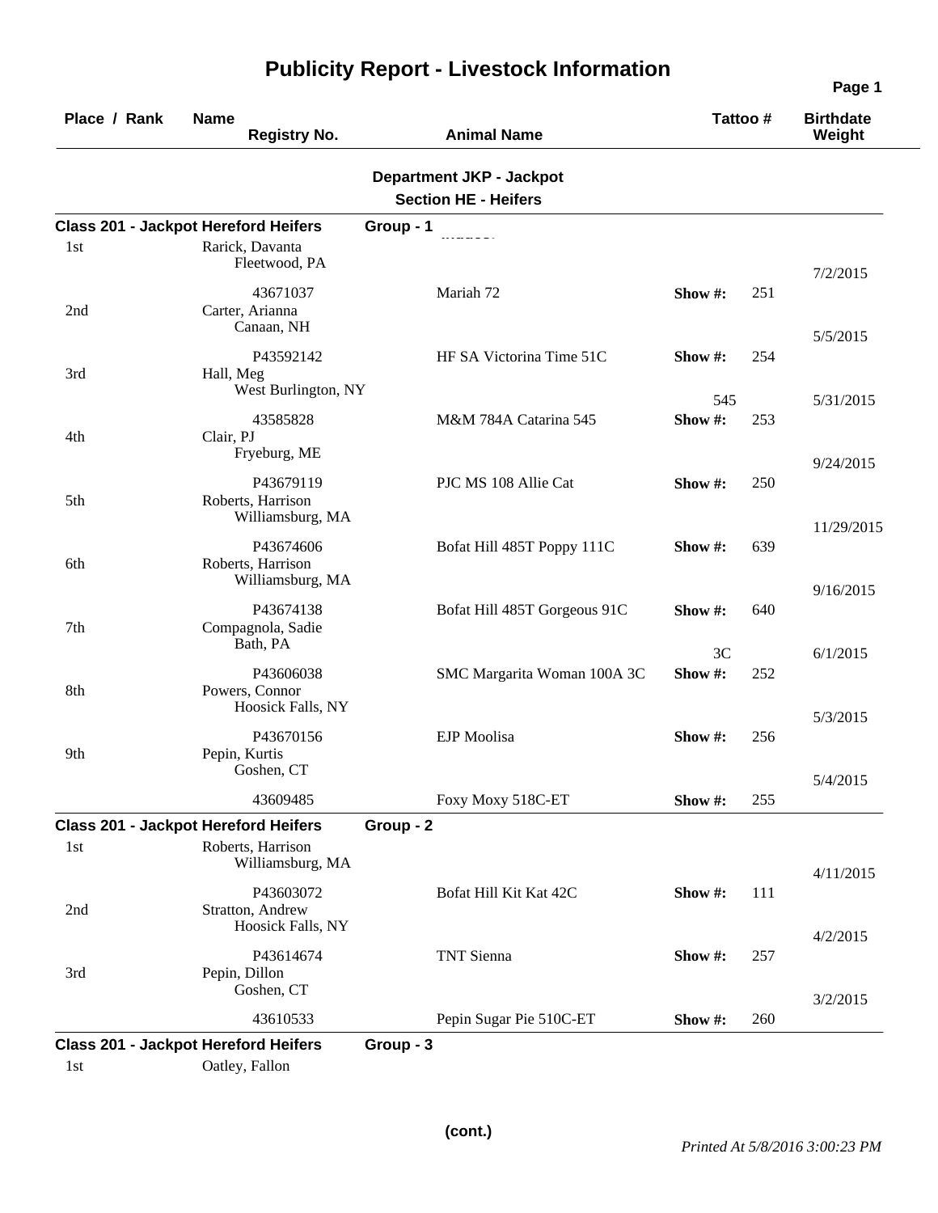# Publicity Report - Livestock Information

| Place / Rank | Name / Registry No. | Animal Name | Tattoo # | | Birthdate / Weight |
|---|---|---|---|---|---|

## Department JKP - Jackpot
### Section HE - Heifers

**Class 201 - Jackpot Hereford Heifers — Group - 1**

| Place / Rank | Name / Registry No. | Animal Name | Tattoo # | | Birthdate / Weight |
|---|---|---|---|---|---|
| 1st | Rarick, Davanta<br>Fleetwood, PA<br>43671037 | Mariah 72 | Show #: | 251 | 7/2/2015 |
| 2nd | Carter, Arianna<br>Canaan, NH<br>P43592142 | HF SA Victorina Time 51C | Show #: | 254 | 5/5/2015 |
| 3rd | Hall, Meg<br>West Burlington, NY<br>43585828 | M&M 784A Catarina 545 | 545<br>Show #: | 253 | 5/31/2015 |
| 4th | Clair, PJ<br>Fryeburg, ME<br>P43679119 | PJC MS 108 Allie Cat | Show #: | 250 | 9/24/2015 |
| 5th | Roberts, Harrison<br>Williamsburg, MA<br>P43674606 | Bofat Hill 485T Poppy 111C | Show #: | 639 | 11/29/2015 |
| 6th | Roberts, Harrison<br>Williamsburg, MA<br>P43674138 | Bofat Hill 485T Gorgeous 91C | Show #: | 640 | 9/16/2015 |
| 7th | Compagnola, Sadie<br>Bath, PA<br>P43606038 | SMC Margarita Woman 100A 3C | 3C<br>Show #: | 252 | 6/1/2015 |
| 8th | Powers, Connor<br>Hoosick Falls, NY<br>P43670156 | EJP Moolisa | Show #: | 256 | 5/3/2015 |
| 9th | Pepin, Kurtis<br>Goshen, CT<br>43609485 | Foxy Moxy 518C-ET | Show #: | 255 | 5/4/2015 |

**Class 201 - Jackpot Hereford Heifers — Group - 2**

| Place / Rank | Name / Registry No. | Animal Name | Tattoo # | | Birthdate / Weight |
|---|---|---|---|---|---|
| 1st | Roberts, Harrison<br>Williamsburg, MA<br>P43603072 | Bofat Hill Kit Kat 42C | Show #: | 111 | 4/11/2015 |
| 2nd | Stratton, Andrew<br>Hoosick Falls, NY<br>P43614674 | TNT Sienna | Show #: | 257 | 4/2/2015 |
| 3rd | Pepin, Dillon<br>Goshen, CT<br>43610533 | Pepin Sugar Pie 510C-ET | Show #: | 260 | 3/2/2015 |

**Class 201 - Jackpot Hereford Heifers — Group - 3**

| Place / Rank | Name / Registry No. | Animal Name | Tattoo # | | Birthdate / Weight |
|---|---|---|---|---|---|
| 1st | Oatley, Fallon | | | | |

(cont.)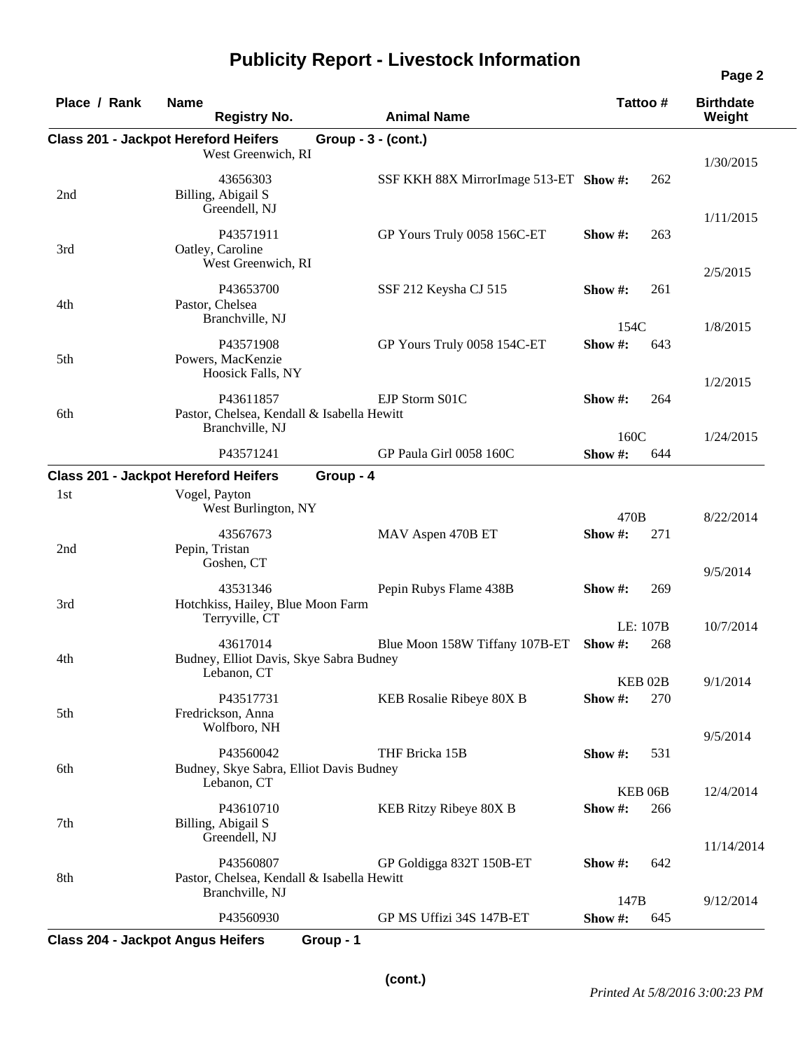### Class 201 - Jackpot Hereford Heifers — Group - 3 - (cont.)

| Place / Rank | Name | Location | Registry No. | Animal Name | Tattoo # | Show # | Birthdate / Weight |
|---|---|---|---|---|---|---|---|
| | | West Greenwich, RI | 43656303 | SSF KKH 88X MirrorImage 513-ET | | 262 | 1/30/2015 |
| 2nd | Billing, Abigail S | Greendell, NJ | P43571911 | GP Yours Truly 0058 156C-ET | | 263 | 1/11/2015 |
| 3rd | Oatley, Caroline | West Greenwich, RI | P43653700 | SSF 212 Keysha CJ 515 | | 261 | 2/5/2015 |
| 4th | Pastor, Chelsea | Branchville, NJ | P43571908 | GP Yours Truly 0058 154C-ET | 154C | 643 | 1/8/2015 |
| 5th | Powers, MacKenzie | Hoosick Falls, NY | P43611857 | EJP Storm S01C | | 264 | 1/2/2015 |
| 6th | Pastor, Chelsea, Kendall & Isabella Hewitt | Branchville, NJ | P43571241 | GP Paula Girl 0058 160C | 160C | 644 | 1/24/2015 |

### Class 201 - Jackpot Hereford Heifers — Group - 4

| Place / Rank | Name | Location | Registry No. | Animal Name | Tattoo # | Show # | Birthdate / Weight |
|---|---|---|---|---|---|---|---|
| 1st | Vogel, Payton | West Burlington, NY | 43567673 | MAV Aspen 470B ET | 470B | 271 | 8/22/2014 |
| 2nd | Pepin, Tristan | Goshen, CT | 43531346 | Pepin Rubys Flame 438B | | 269 | 9/5/2014 |
| 3rd | Hotchkiss, Hailey, Blue Moon Farm | Terryville, CT | 43617014 | Blue Moon 158W Tiffany 107B-ET | LE: 107B | 268 | 10/7/2014 |
| 4th | Budney, Elliot Davis, Skye Sabra Budney | Lebanon, CT | P43517731 | KEB Rosalie Ribeye 80X B | KEB 02B | 270 | 9/1/2014 |
| 5th | Fredrickson, Anna | Wolfboro, NH | P43560042 | THF Bricka 15B | | 531 | 9/5/2014 |
| 6th | Budney, Skye Sabra, Elliot Davis Budney | Lebanon, CT | P43610710 | KEB Ritzy Ribeye 80X B | KEB 06B | 266 | 12/4/2014 |
| 7th | Billing, Abigail S | Greendell, NJ | P43560807 | GP Goldigga 832T 150B-ET | | 642 | 11/14/2014 |
| 8th | Pastor, Chelsea, Kendall & Isabella Hewitt | Branchville, NJ | P43560930 | GP MS Uffizi 34S 147B-ET | 147B | 645 | 9/12/2014 |

### Class 204 - Jackpot Angus Heifers — Group - 1

(cont.)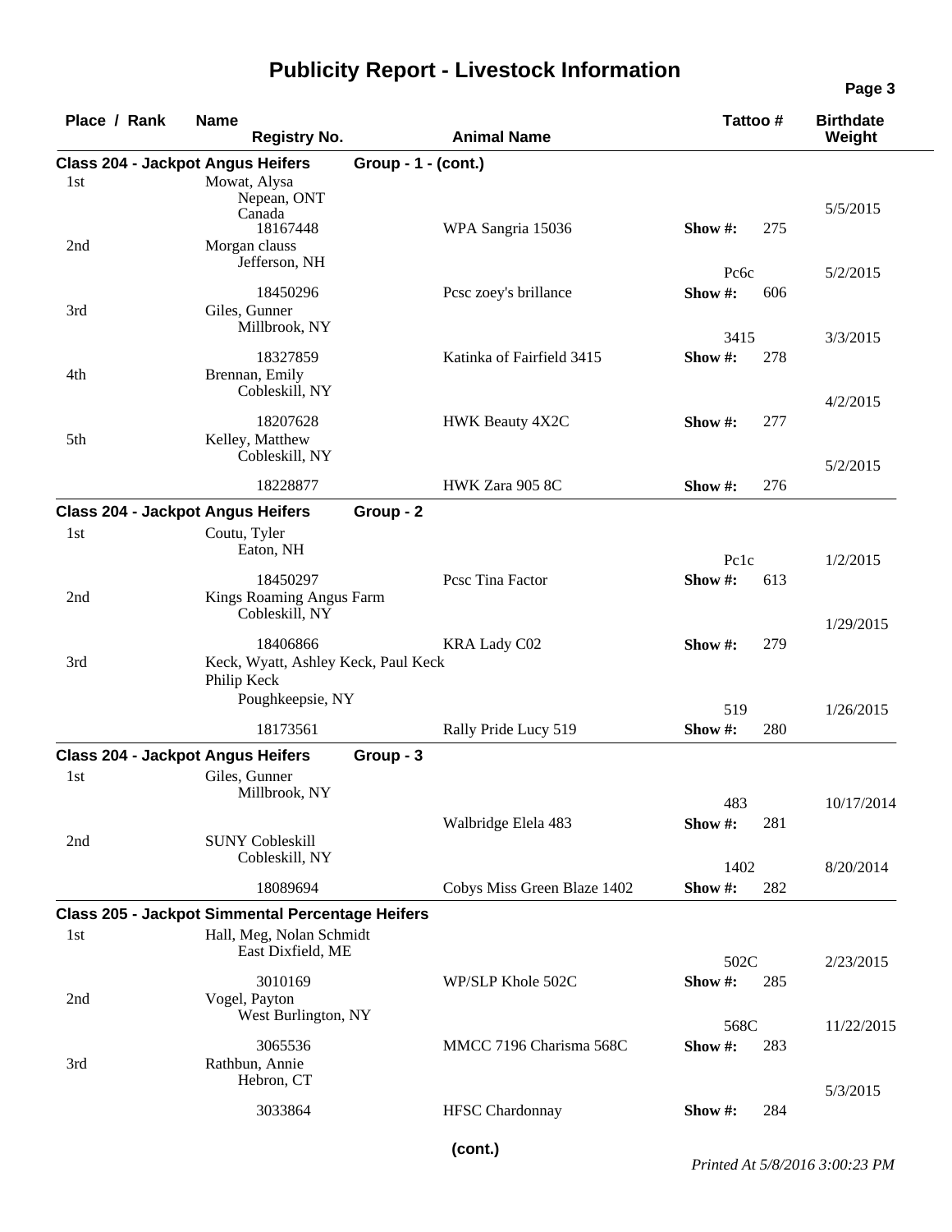# Publicity Report - Livestock Information

| Place / Rank | Name / Registry No. | Animal Name | Tattoo # | Show # | Birthdate / Weight |
|---|---|---|---|---|---|
| **Class 204 - Jackpot Angus Heifers** | **Group - 1 - (cont.)** | | | | |
| 1st | Mowat, Alysa<br>Nepean, ONT<br>Canada<br>18167448 | WPA Sangria 15036 | | Show #: 275 | 5/5/2015 |
| 2nd | Morgan clauss<br>Jefferson, NH<br>18450296 | Pcsc zoey's brillance | Pc6c | Show #: 606 | 5/2/2015 |
| 3rd | Giles, Gunner<br>Millbrook, NY<br>18327859 | Katinka of Fairfield 3415 | 3415 | Show #: 278 | 3/3/2015 |
| 4th | Brennan, Emily<br>Cobleskill, NY<br>18207628 | HWK Beauty 4X2C | | Show #: 277 | 4/2/2015 |
| 5th | Kelley, Matthew<br>Cobleskill, NY<br>18228877 | HWK Zara 905 8C | | Show #: 276 | 5/2/2015 |
| **Class 204 - Jackpot Angus Heifers** | **Group - 2** | | | | |
| 1st | Coutu, Tyler<br>Eaton, NH<br>18450297 | Pcsc Tina Factor | Pc1c | Show #: 613 | 1/2/2015 |
| 2nd | Kings Roaming Angus Farm<br>Cobleskill, NY<br>18406866 | KRA Lady C02 | | Show #: 279 | 1/29/2015 |
| 3rd | Keck, Wyatt, Ashley Keck, Paul Keck<br>Philip Keck<br>Poughkeepsie, NY<br>18173561 | Rally Pride Lucy 519 | 519 | Show #: 280 | 1/26/2015 |
| **Class 204 - Jackpot Angus Heifers** | **Group - 3** | | | | |
| 1st | Giles, Gunner<br>Millbrook, NY | Walbridge Elela 483 | 483 | Show #: 281 | 10/17/2014 |
| 2nd | SUNY Cobleskill<br>Cobleskill, NY<br>18089694 | Cobys Miss Green Blaze 1402 | 1402 | Show #: 282 | 8/20/2014 |
| **Class 205 - Jackpot Simmental Percentage Heifers** | | | | | |
| 1st | Hall, Meg, Nolan Schmidt<br>East Dixfield, ME<br>3010169 | WP/SLP Khole 502C | 502C | Show #: 285 | 2/23/2015 |
| 2nd | Vogel, Payton<br>West Burlington, NY<br>3065536 | MMCC 7196 Charisma 568C | 568C | Show #: 283 | 11/22/2015 |
| 3rd | Rathbun, Annie<br>Hebron, CT<br>3033864 | HFSC Chardonnay | | Show #: 284 | 5/3/2015 |

**(cont.)**

*Printed At 5/8/2016 3:00:23 PM*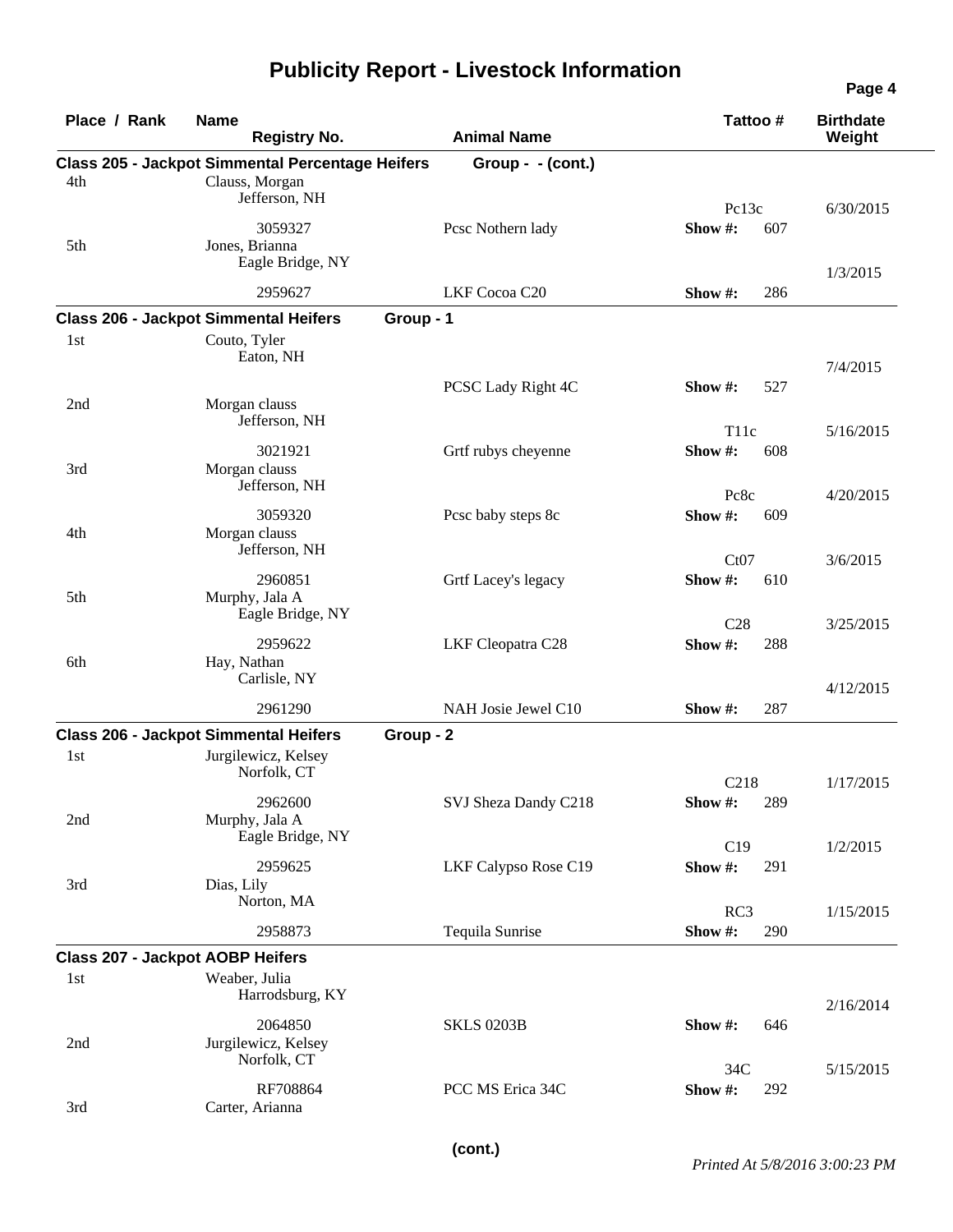# Publicity Report - Livestock Information

| Place / Rank | Name / Registry No. | Animal Name | Tattoo # | Birthdate / Weight |
|---|---|---|---|---|
| **Class 205 - Jackpot Simmental Percentage Heifers** | | **Group - - (cont.)** | | |
| 4th | Clauss, Morgan<br>Jefferson, NH<br>3059327 | Pcsc Nothern lady | Pc13c<br>Show #: 607 | 6/30/2015 |
| 5th | Jones, Brianna<br>Eagle Bridge, NY<br>2959627 | LKF Cocoa C20 | Show #: 286 | 1/3/2015 |
| **Class 206 - Jackpot Simmental Heifers** | | **Group - 1** | | |
| 1st | Couto, Tyler<br>Eaton, NH | PCSC Lady Right 4C | Show #: 527 | 7/4/2015 |
| 2nd | Morgan clauss<br>Jefferson, NH<br>3021921 | Grtf rubys cheyenne | T11c<br>Show #: 608 | 5/16/2015 |
| 3rd | Morgan clauss<br>Jefferson, NH<br>3059320 | Pcsc baby steps 8c | Pc8c<br>Show #: 609 | 4/20/2015 |
| 4th | Morgan clauss<br>Jefferson, NH<br>2960851 | Grtf Lacey's legacy | Ct07<br>Show #: 610 | 3/6/2015 |
| 5th | Murphy, Jala A<br>Eagle Bridge, NY<br>2959622 | LKF Cleopatra C28 | C28<br>Show #: 288 | 3/25/2015 |
| 6th | Hay, Nathan<br>Carlisle, NY<br>2961290 | NAH Josie Jewel C10 | Show #: 287 | 4/12/2015 |
| **Class 206 - Jackpot Simmental Heifers** | | **Group - 2** | | |
| 1st | Jurgilewicz, Kelsey<br>Norfolk, CT<br>2962600 | SVJ Sheza Dandy C218 | C218<br>Show #: 289 | 1/17/2015 |
| 2nd | Murphy, Jala A<br>Eagle Bridge, NY<br>2959625 | LKF Calypso Rose C19 | C19<br>Show #: 291 | 1/2/2015 |
| 3rd | Dias, Lily<br>Norton, MA<br>2958873 | Tequila Sunrise | RC3<br>Show #: 290 | 1/15/2015 |
| **Class 207 - Jackpot AOBP Heifers** | | | | |
| 1st | Weaber, Julia<br>Harrodsburg, KY<br>2064850 | SKLS 0203B | Show #: 646 | 2/16/2014 |
| 2nd | Jurgilewicz, Kelsey<br>Norfolk, CT<br>RF708864 | PCC MS Erica 34C | 34C<br>Show #: 292 | 5/15/2015 |
| 3rd | Carter, Arianna | | | |

(cont.)

*Printed At 5/8/2016 3:00:23 PM*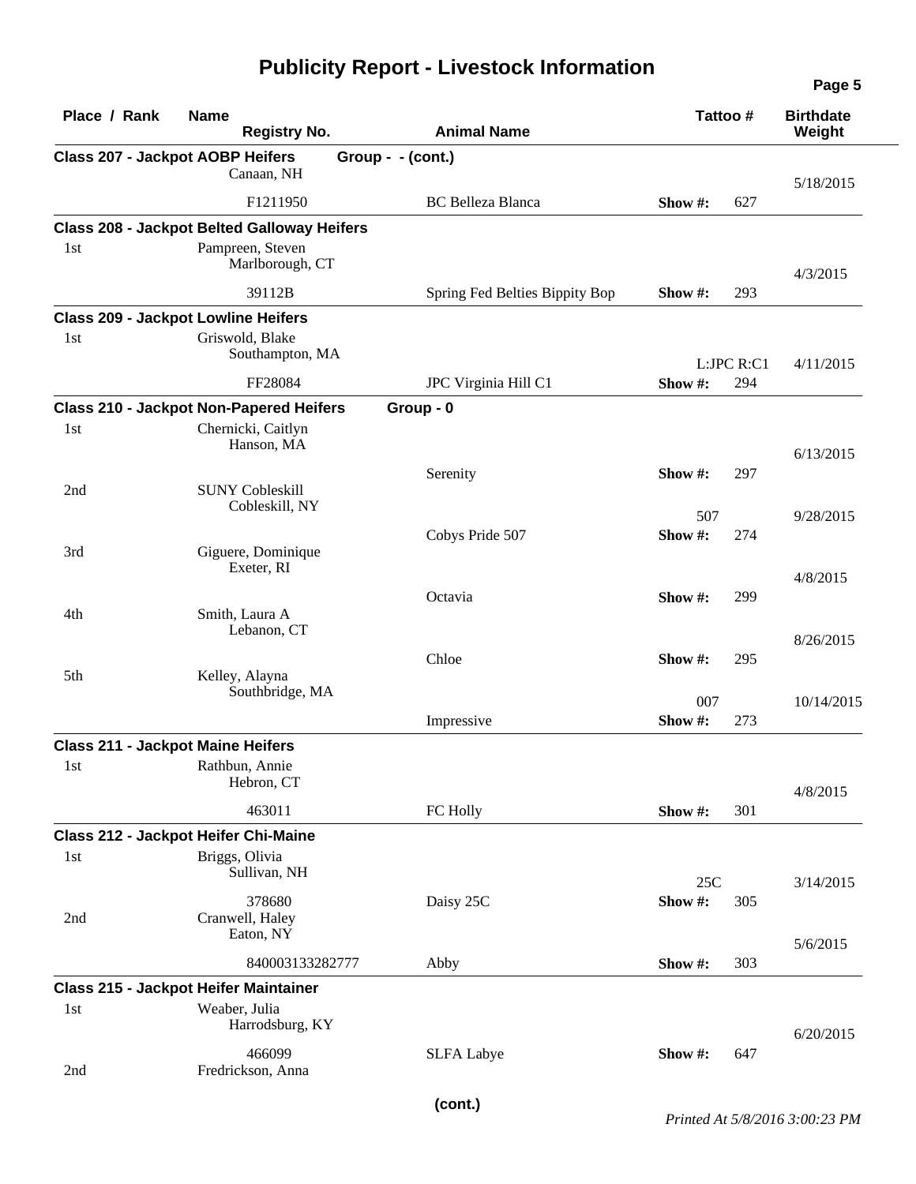# Publicity Report - Livestock Information

| Place / Rank | Name / Registry No. | Animal Name | | Tattoo # | Birthdate / Weight |
|---|---|---|---|---|---|
| **Class 207 - Jackpot AOBP Heifers** | | **Group - - (cont.)** | | | |
| | Canaan, NH | | | | 5/18/2015 |
| | F1211950 | BC Belleza Blanca | Show #: | 627 | |
| **Class 208 - Jackpot Belted Galloway Heifers** | | | | | |
| 1st | Pampreen, Steven<br>Marlborough, CT | | | | 4/3/2015 |
| | 39112B | Spring Fed Belties Bippity Bop | Show #: | 293 | |
| **Class 209 - Jackpot Lowline Heifers** | | | | | |
| 1st | Griswold, Blake<br>Southampton, MA | | | L:JPC R:C1 | 4/11/2015 |
| | FF28084 | JPC Virginia Hill C1 | Show #: | 294 | |
| **Class 210 - Jackpot Non-Papered Heifers** | | **Group - 0** | | | |
| 1st | Chernicki, Caitlyn<br>Hanson, MA | | | | 6/13/2015 |
| | | Serenity | Show #: | 297 | |
| 2nd | SUNY Cobleskill<br>Cobleskill, NY | | 507 | | 9/28/2015 |
| | | Cobys Pride 507 | Show #: | 274 | |
| 3rd | Giguere, Dominique<br>Exeter, RI | | | | 4/8/2015 |
| | | Octavia | Show #: | 299 | |
| 4th | Smith, Laura A<br>Lebanon, CT | | | | 8/26/2015 |
| | | Chloe | Show #: | 295 | |
| 5th | Kelley, Alayna<br>Southbridge, MA | | 007 | | 10/14/2015 |
| | | Impressive | Show #: | 273 | |
| **Class 211 - Jackpot Maine Heifers** | | | | | |
| 1st | Rathbun, Annie<br>Hebron, CT | | | | 4/8/2015 |
| | 463011 | FC Holly | Show #: | 301 | |
| **Class 212 - Jackpot Heifer Chi-Maine** | | | | | |
| 1st | Briggs, Olivia<br>Sullivan, NH | | 25C | | 3/14/2015 |
| | 378680 | Daisy 25C | Show #: | 305 | |
| 2nd | Cranwell, Haley<br>Eaton, NY | | | | 5/6/2015 |
| | 840003133282777 | Abby | Show #: | 303 | |
| **Class 215 - Jackpot Heifer Maintainer** | | | | | |
| 1st | Weaber, Julia<br>Harrodsburg, KY | | | | 6/20/2015 |
| | 466099 | SLFA Labye | Show #: | 647 | |
| 2nd | Fredrickson, Anna | | | | |

**(cont.)**

*Printed At 5/8/2016 3:00:23 PM*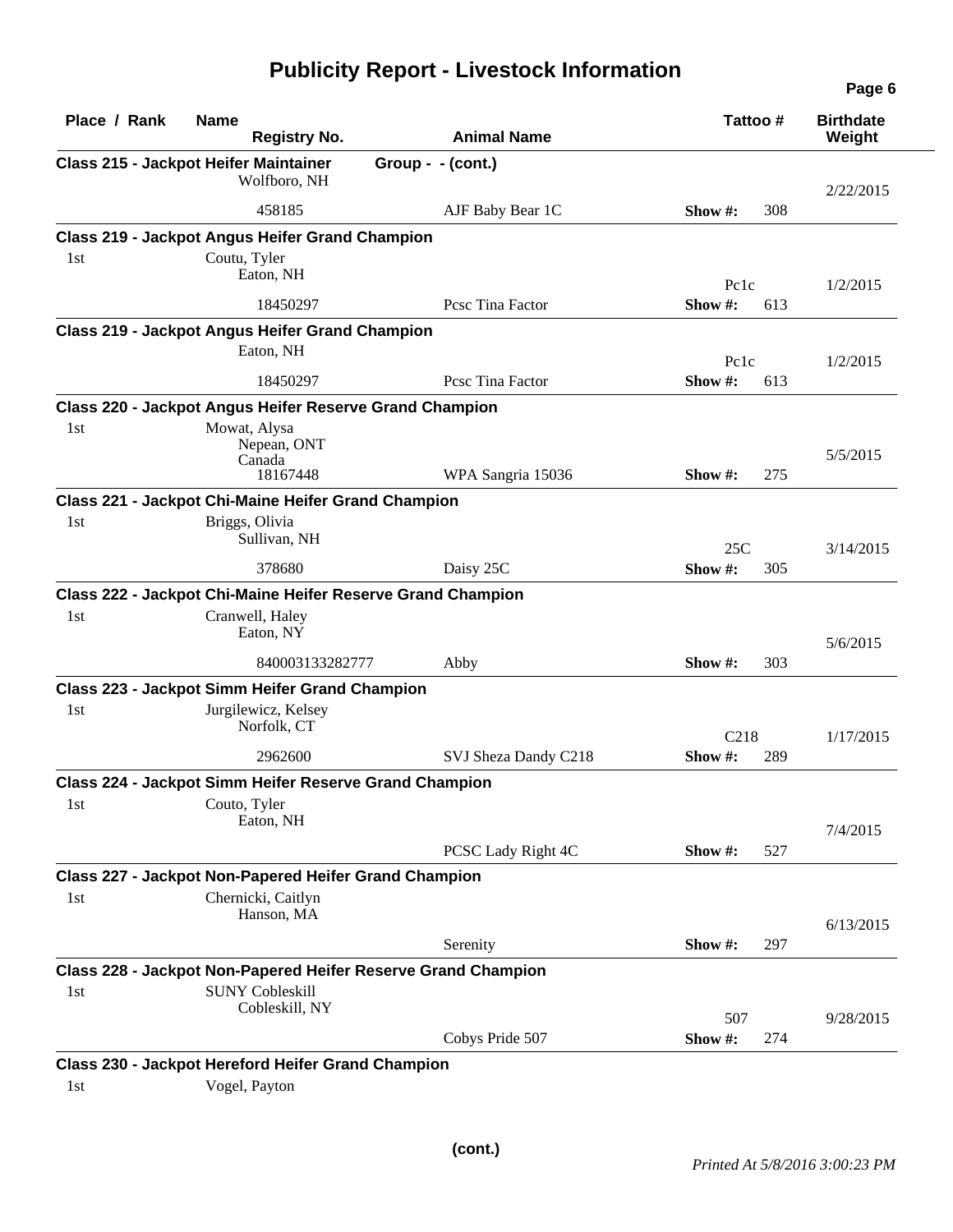# Publicity Report - Livestock Information

| Place / Rank | Name / Registry No. | Animal Name | Tattoo # | Birthdate / Weight |
|---|---|---|---|---|
| **Class 215 - Jackpot Heifer Maintainer** | | **Group - - (cont.)** | | |
| | Wolfboro, NH | | | 2/22/2015 |
| | 458185 | AJF Baby Bear 1C | Show #: 308 | |
| **Class 219 - Jackpot Angus Heifer Grand Champion** | | | | |
| 1st | Coutu, Tyler<br>Eaton, NH | | Pc1c | 1/2/2015 |
| | 18450297 | Pcsc Tina Factor | Show #: 613 | |
| **Class 219 - Jackpot Angus Heifer Grand Champion** | | | | |
| | Eaton, NH | | Pc1c | 1/2/2015 |
| | 18450297 | Pcsc Tina Factor | Show #: 613 | |
| **Class 220 - Jackpot Angus Heifer Reserve Grand Champion** | | | | |
| 1st | Mowat, Alysa<br>Nepean, ONT<br>Canada | | | 5/5/2015 |
| | 18167448 | WPA Sangria 15036 | Show #: 275 | |
| **Class 221 - Jackpot Chi-Maine Heifer Grand Champion** | | | | |
| 1st | Briggs, Olivia<br>Sullivan, NH | | 25C | 3/14/2015 |
| | 378680 | Daisy 25C | Show #: 305 | |
| **Class 222 - Jackpot Chi-Maine Heifer Reserve Grand Champion** | | | | |
| 1st | Cranwell, Haley<br>Eaton, NY | | | 5/6/2015 |
| | 840003133282777 | Abby | Show #: 303 | |
| **Class 223 - Jackpot Simm Heifer Grand Champion** | | | | |
| 1st | Jurgilewicz, Kelsey<br>Norfolk, CT | | C218 | 1/17/2015 |
| | 2962600 | SVJ Sheza Dandy C218 | Show #: 289 | |
| **Class 224 - Jackpot Simm Heifer Reserve Grand Champion** | | | | |
| 1st | Couto, Tyler<br>Eaton, NH | | | 7/4/2015 |
| | | PCSC Lady Right 4C | Show #: 527 | |
| **Class 227 - Jackpot Non-Papered Heifer Grand Champion** | | | | |
| 1st | Chernicki, Caitlyn<br>Hanson, MA | | | 6/13/2015 |
| | | Serenity | Show #: 297 | |
| **Class 228 - Jackpot Non-Papered Heifer Reserve Grand Champion** | | | | |
| 1st | SUNY Cobleskill<br>Cobleskill, NY | | 507 | 9/28/2015 |
| | | Cobys Pride 507 | Show #: 274 | |
| **Class 230 - Jackpot Hereford Heifer Grand Champion** | | | | |
| 1st | Vogel, Payton | | | |

**(cont.)**

*Printed At 5/8/2016 3:00:23 PM*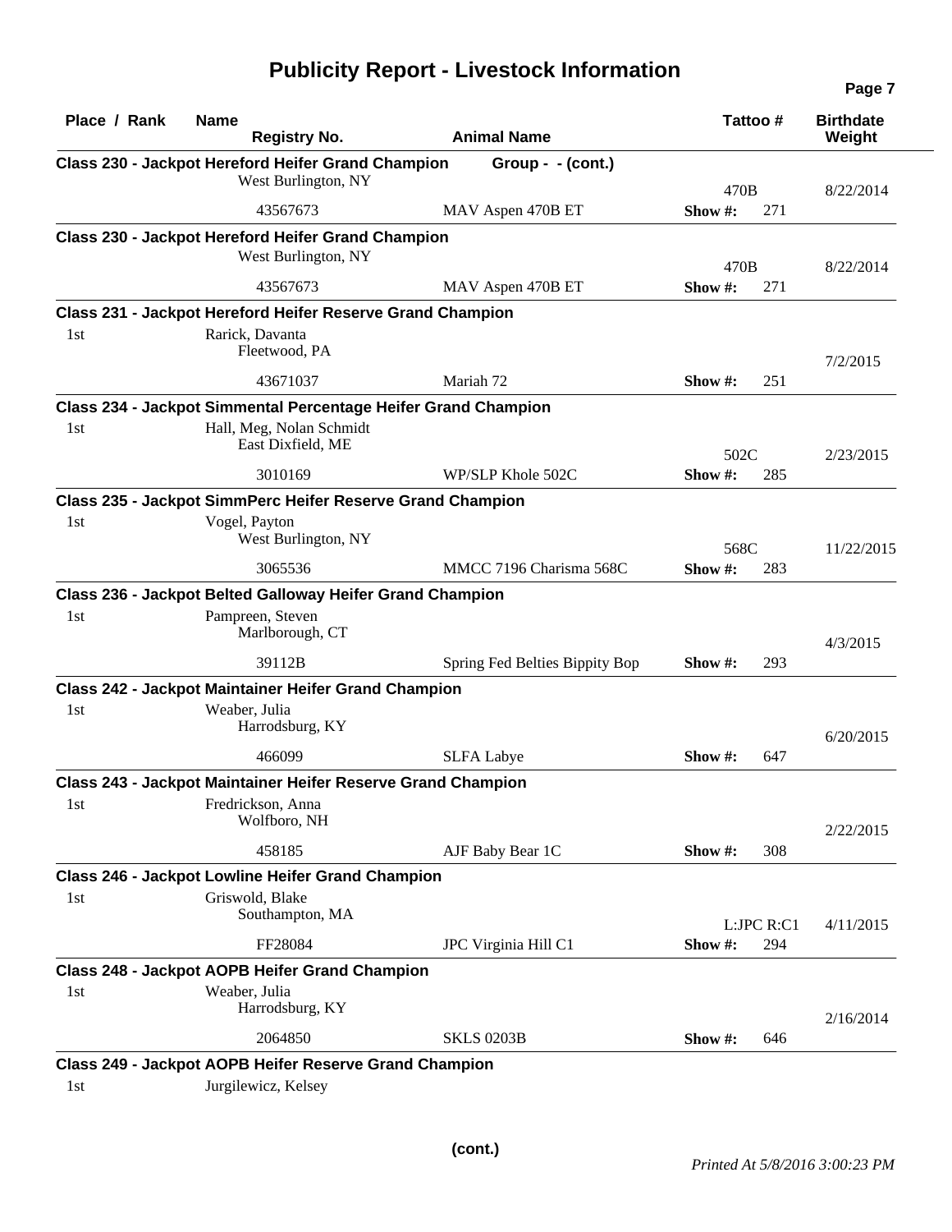# Publicity Report - Livestock Information

| Place / Rank | Name / Registry No. | Animal Name | Tattoo # | Birthdate / Weight |
|---|---|---|---|---|
| **Class 230 - Jackpot Hereford Heifer Grand Champion** | | **Group - - (cont.)** | | |
| | West Burlington, NY | | 470B | 8/22/2014 |
| | 43567673 | MAV Aspen 470B ET | Show #: 271 | |
| **Class 230 - Jackpot Hereford Heifer Grand Champion** | | | | |
| | West Burlington, NY | | 470B | 8/22/2014 |
| | 43567673 | MAV Aspen 470B ET | Show #: 271 | |
| **Class 231 - Jackpot Hereford Heifer Reserve Grand Champion** | | | | |
| 1st | Rarick, Davanta<br>Fleetwood, PA | | | 7/2/2015 |
| | 43671037 | Mariah 72 | Show #: 251 | |
| **Class 234 - Jackpot Simmental Percentage Heifer Grand Champion** | | | | |
| 1st | Hall, Meg, Nolan Schmidt<br>East Dixfield, ME | | 502C | 2/23/2015 |
| | 3010169 | WP/SLP Khole 502C | Show #: 285 | |
| **Class 235 - Jackpot SimmPerc Heifer Reserve Grand Champion** | | | | |
| 1st | Vogel, Payton<br>West Burlington, NY | | 568C | 11/22/2015 |
| | 3065536 | MMCC 7196 Charisma 568C | Show #: 283 | |
| **Class 236 - Jackpot Belted Galloway Heifer Grand Champion** | | | | |
| 1st | Pampreen, Steven<br>Marlborough, CT | | | 4/3/2015 |
| | 39112B | Spring Fed Belties Bippity Bop | Show #: 293 | |
| **Class 242 - Jackpot Maintainer Heifer Grand Champion** | | | | |
| 1st | Weaber, Julia<br>Harrodsburg, KY | | | 6/20/2015 |
| | 466099 | SLFA Labye | Show #: 647 | |
| **Class 243 - Jackpot Maintainer Heifer Reserve Grand Champion** | | | | |
| 1st | Fredrickson, Anna<br>Wolfboro, NH | | | 2/22/2015 |
| | 458185 | AJF Baby Bear 1C | Show #: 308 | |
| **Class 246 - Jackpot Lowline Heifer Grand Champion** | | | | |
| 1st | Griswold, Blake<br>Southampton, MA | | L:JPC R:C1 | 4/11/2015 |
| | FF28084 | JPC Virginia Hill C1 | Show #: 294 | |
| **Class 248 - Jackpot AOPB Heifer Grand Champion** | | | | |
| 1st | Weaber, Julia<br>Harrodsburg, KY | | | 2/16/2014 |
| | 2064850 | SKLS 0203B | Show #: 646 | |
| **Class 249 - Jackpot AOPB Heifer Reserve Grand Champion** | | | | |
| 1st | Jurgilewicz, Kelsey | | | |

**(cont.)**

*Printed At 5/8/2016 3:00:23 PM*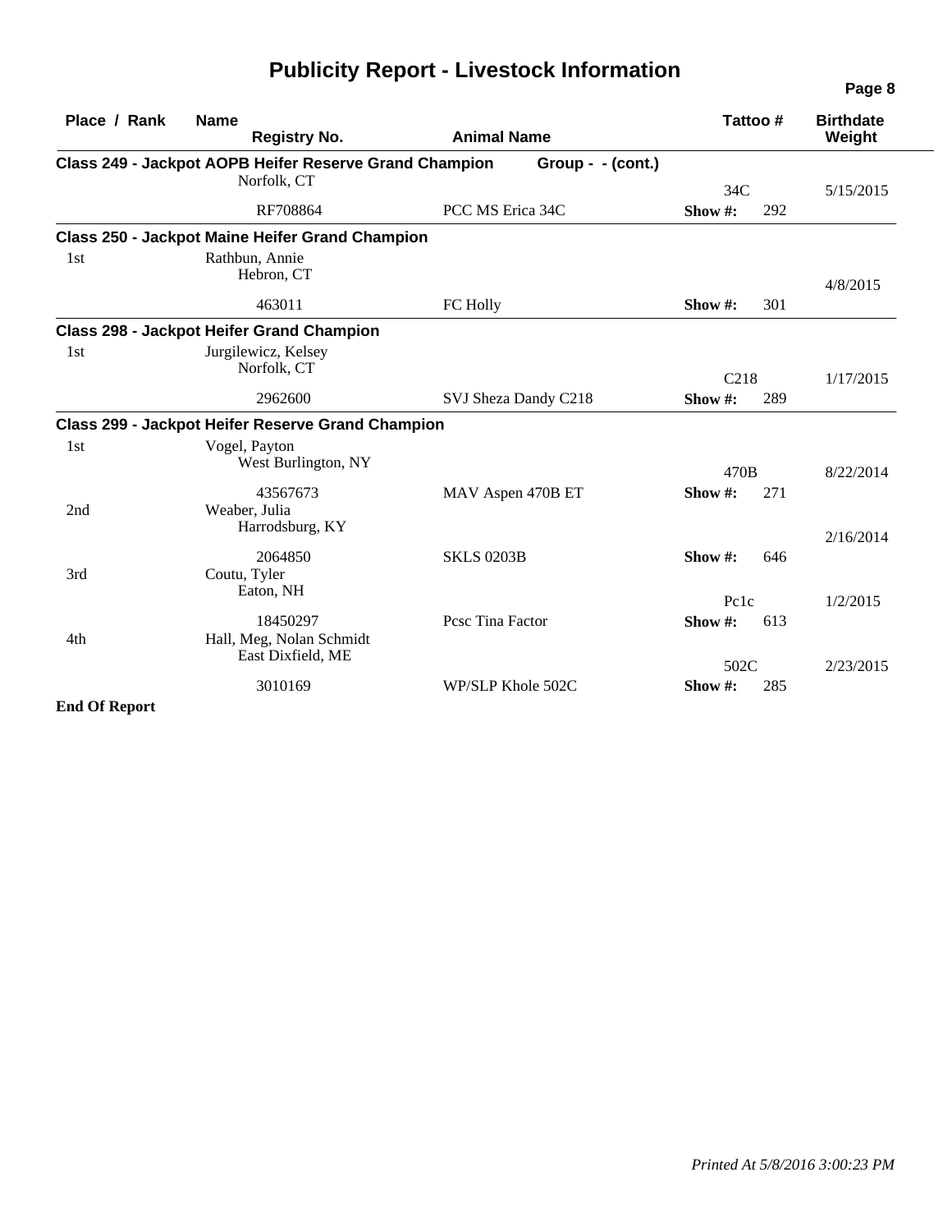# Publicity Report - Livestock Information

| Place / Rank | Name / Registry No. | Animal Name | Tattoo # | | Birthdate / Weight |
|---|---|---|---|---|---|

**Class 249 - Jackpot AOPB Heifer Reserve Grand Champion — Group - - (cont.)**

| Place / Rank | Name / Registry No. | Animal Name | Tattoo # | | Birthdate / Weight |
|---|---|---|---|---|---|
| | Norfolk, CT | | 34C | | 5/15/2015 |
| | RF708864 | PCC MS Erica 34C | **Show #:** | 292 | |

**Class 250 - Jackpot Maine Heifer Grand Champion**

| Place / Rank | Name / Registry No. | Animal Name | Tattoo # | | Birthdate / Weight |
|---|---|---|---|---|---|
| 1st | Rathbun, Annie<br>Hebron, CT | | | | 4/8/2015 |
| | 463011 | FC Holly | **Show #:** | 301 | |

**Class 298 - Jackpot Heifer Grand Champion**

| Place / Rank | Name / Registry No. | Animal Name | Tattoo # | | Birthdate / Weight |
|---|---|---|---|---|---|
| 1st | Jurgilewicz, Kelsey<br>Norfolk, CT | | C218 | | 1/17/2015 |
| | 2962600 | SVJ Sheza Dandy C218 | **Show #:** | 289 | |

**Class 299 - Jackpot Heifer Reserve Grand Champion**

| Place / Rank | Name / Registry No. | Animal Name | Tattoo # | | Birthdate / Weight |
|---|---|---|---|---|---|
| 1st | Vogel, Payton<br>West Burlington, NY | | 470B | | 8/22/2014 |
| | 43567673 | MAV Aspen 470B ET | **Show #:** | 271 | |
| 2nd | Weaber, Julia<br>Harrodsburg, KY | | | | 2/16/2014 |
| | 2064850 | SKLS 0203B | **Show #:** | 646 | |
| 3rd | Coutu, Tyler<br>Eaton, NH | | Pc1c | | 1/2/2015 |
| | 18450297 | Pcsc Tina Factor | **Show #:** | 613 | |
| 4th | Hall, Meg, Nolan Schmidt<br>East Dixfield, ME | | 502C | | 2/23/2015 |
| | 3010169 | WP/SLP Khole 502C | **Show #:** | 285 | |

**End Of Report**

*Printed At 5/8/2016 3:00:23 PM*